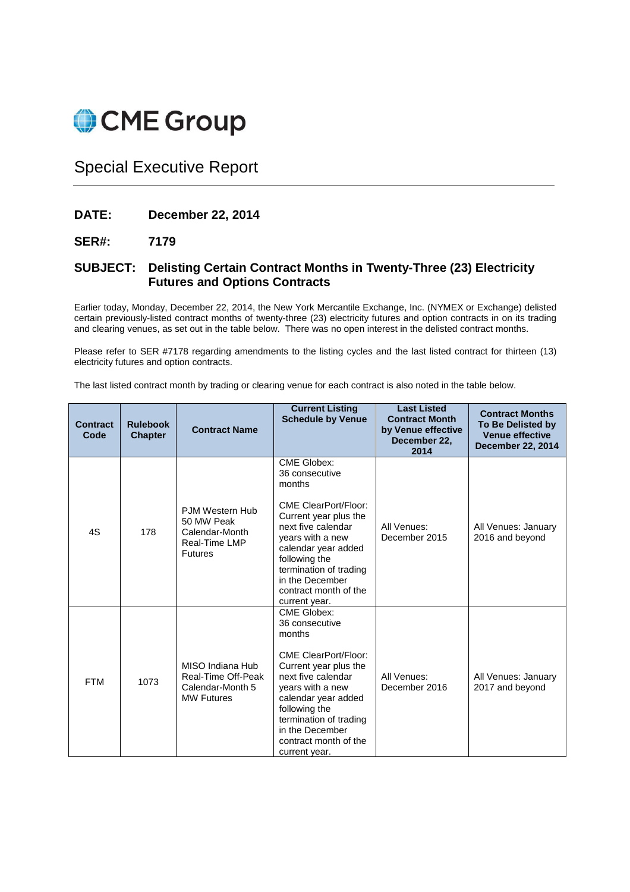CME Group

# Special Executive Report

**DATE:** **December 22, 2014**

**SER#:** **7179**

**SUBJECT:** **Delisting Certain Contract Months in Twenty-Three (23) Electricity Futures and Options Contracts**

Earlier today, Monday, December 22, 2014, the New York Mercantile Exchange, Inc. (NYMEX or Exchange) delisted certain previously-listed contract months of twenty-three (23) electricity futures and option contracts in on its trading and clearing venues, as set out in the table below. There was no open interest in the delisted contract months.

Please refer to SER #7178 regarding amendments to the listing cycles and the last listed contract for thirteen (13) electricity futures and option contracts.

The last listed contract month by trading or clearing venue for each contract is also noted in the table below.

| Contract Code | Rulebook Chapter | Contract Name | Current Listing Schedule by Venue | Last Listed Contract Month by Venue effective December 22, 2014 | Contract Months To Be Delisted by Venue effective December 22, 2014 |
|---|---|---|---|---|---|
| 4S | 178 | PJM Western Hub 50 MW Peak Calendar-Month Real-Time LMP Futures | CME Globex: 36 consecutive months<br><br>CME ClearPort/Floor: Current year plus the next five calendar years with a new calendar year added following the termination of trading in the December contract month of the current year. | All Venues: December 2015 | All Venues: January 2016 and beyond |
| FTM | 1073 | MISO Indiana Hub Real-Time Off-Peak Calendar-Month 5 MW Futures | CME Globex: 36 consecutive months<br><br>CME ClearPort/Floor: Current year plus the next five calendar years with a new calendar year added following the termination of trading in the December contract month of the current year. | All Venues: December 2016 | All Venues: January 2017 and beyond |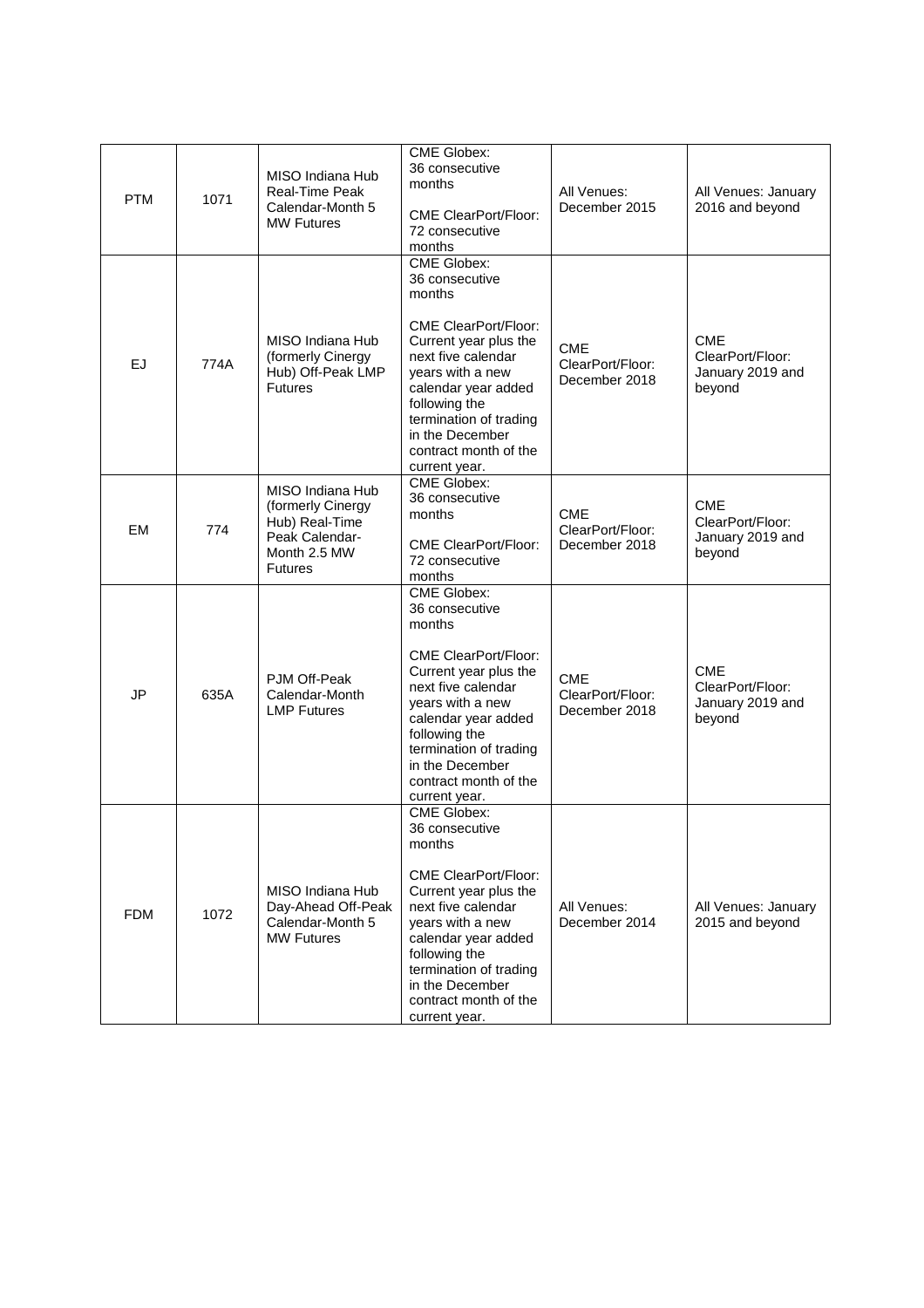| PTM | 1071 | MISO Indiana Hub Real-Time Peak Calendar-Month 5 MW Futures | CME Globex: 36 consecutive months<br><br>CME ClearPort/Floor: 72 consecutive months | All Venues: December 2015 | All Venues: January 2016 and beyond |
|---|---|---|---|---|---|
| EJ | 774A | MISO Indiana Hub (formerly Cinergy Hub) Off-Peak LMP Futures | CME Globex: 36 consecutive months<br><br>CME ClearPort/Floor: Current year plus the next five calendar years with a new calendar year added following the termination of trading in the December contract month of the current year. | CME ClearPort/Floor: December 2018 | CME ClearPort/Floor: January 2019 and beyond |
| EM | 774 | MISO Indiana Hub (formerly Cinergy Hub) Real-Time Peak Calendar-Month 2.5 MW Futures | CME Globex: 36 consecutive months<br><br>CME ClearPort/Floor: 72 consecutive months | CME ClearPort/Floor: December 2018 | CME ClearPort/Floor: January 2019 and beyond |
| JP | 635A | PJM Off-Peak Calendar-Month LMP Futures | CME Globex: 36 consecutive months<br><br>CME ClearPort/Floor: Current year plus the next five calendar years with a new calendar year added following the termination of trading in the December contract month of the current year. | CME ClearPort/Floor: December 2018 | CME ClearPort/Floor: January 2019 and beyond |
| FDM | 1072 | MISO Indiana Hub Day-Ahead Off-Peak Calendar-Month 5 MW Futures | CME Globex: 36 consecutive months<br><br>CME ClearPort/Floor: Current year plus the next five calendar years with a new calendar year added following the termination of trading in the December contract month of the current year. | All Venues: December 2014 | All Venues: January 2015 and beyond |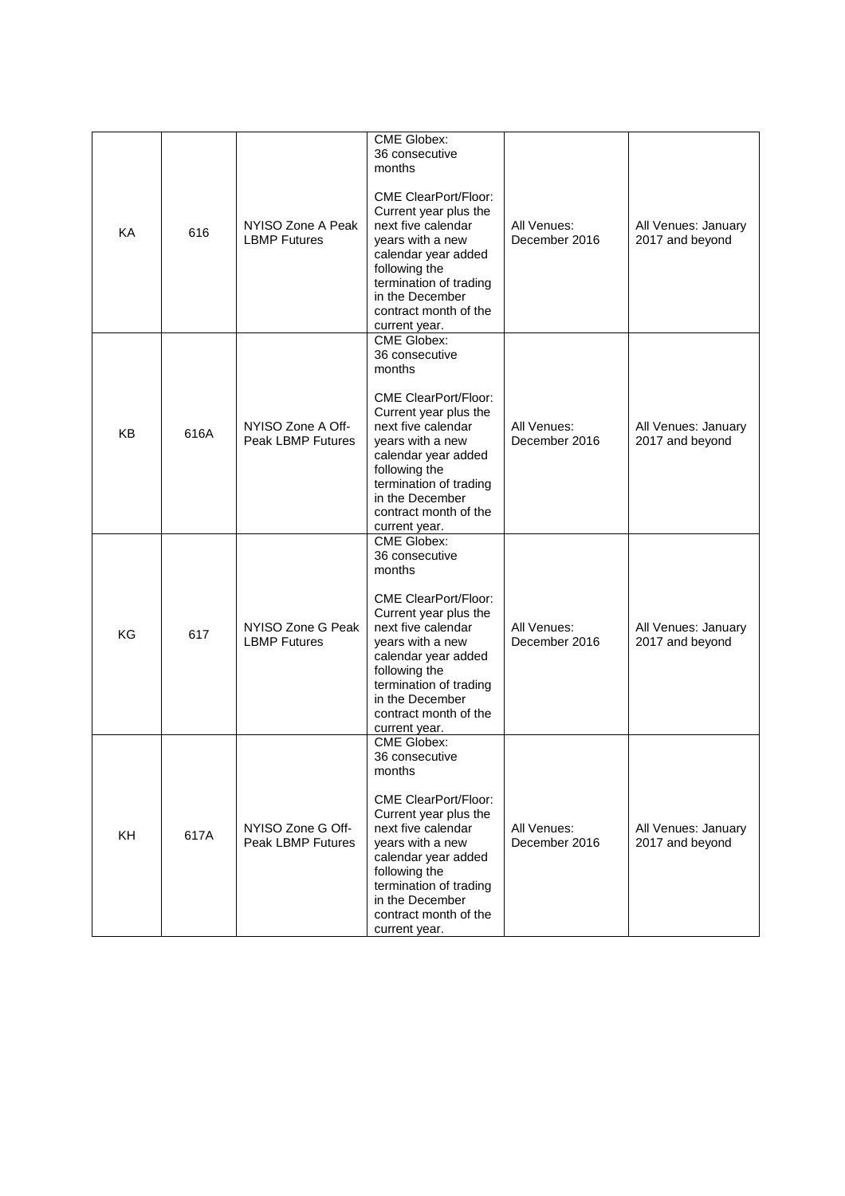| KA | 616 | NYISO Zone A Peak LBMP Futures | CME Globex: 36 consecutive months<br><br>CME ClearPort/Floor: Current year plus the next five calendar years with a new calendar year added following the termination of trading in the December contract month of the current year. | All Venues: December 2016 | All Venues: January 2017 and beyond |
|---|---|---|---|---|---|
| KB | 616A | NYISO Zone A Off-Peak LBMP Futures | CME Globex: 36 consecutive months<br><br>CME ClearPort/Floor: Current year plus the next five calendar years with a new calendar year added following the termination of trading in the December contract month of the current year. | All Venues: December 2016 | All Venues: January 2017 and beyond |
| KG | 617 | NYISO Zone G Peak LBMP Futures | CME Globex: 36 consecutive months<br><br>CME ClearPort/Floor: Current year plus the next five calendar years with a new calendar year added following the termination of trading in the December contract month of the current year. | All Venues: December 2016 | All Venues: January 2017 and beyond |
| KH | 617A | NYISO Zone G Off-Peak LBMP Futures | CME Globex: 36 consecutive months<br><br>CME ClearPort/Floor: Current year plus the next five calendar years with a new calendar year added following the termination of trading in the December contract month of the current year. | All Venues: December 2016 | All Venues: January 2017 and beyond |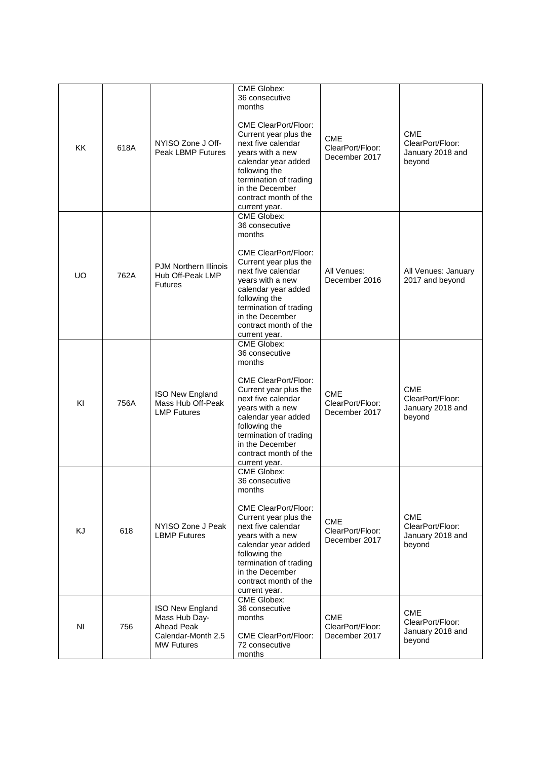| KK | 618A | NYISO Zone J Off-Peak LBMP Futures | CME Globex: 36 consecutive months<br><br>CME ClearPort/Floor: Current year plus the next five calendar years with a new calendar year added following the termination of trading in the December contract month of the current year. | CME ClearPort/Floor: December 2017 | CME ClearPort/Floor: January 2018 and beyond |
|---|---|---|---|---|---|
| UO | 762A | PJM Northern Illinois Hub Off-Peak LMP Futures | CME Globex: 36 consecutive months<br><br>CME ClearPort/Floor: Current year plus the next five calendar years with a new calendar year added following the termination of trading in the December contract month of the current year. | All Venues: December 2016 | All Venues: January 2017 and beyond |
| KI | 756A | ISO New England Mass Hub Off-Peak LMP Futures | CME Globex: 36 consecutive months<br><br>CME ClearPort/Floor: Current year plus the next five calendar years with a new calendar year added following the termination of trading in the December contract month of the current year. | CME ClearPort/Floor: December 2017 | CME ClearPort/Floor: January 2018 and beyond |
| KJ | 618 | NYISO Zone J Peak LBMP Futures | CME Globex: 36 consecutive months<br><br>CME ClearPort/Floor: Current year plus the next five calendar years with a new calendar year added following the termination of trading in the December contract month of the current year. | CME ClearPort/Floor: December 2017 | CME ClearPort/Floor: January 2018 and beyond |
| NI | 756 | ISO New England Mass Hub Day-Ahead Peak Calendar-Month 2.5 MW Futures | CME Globex: 36 consecutive months<br><br>CME ClearPort/Floor: 72 consecutive months | CME ClearPort/Floor: December 2017 | CME ClearPort/Floor: January 2018 and beyond |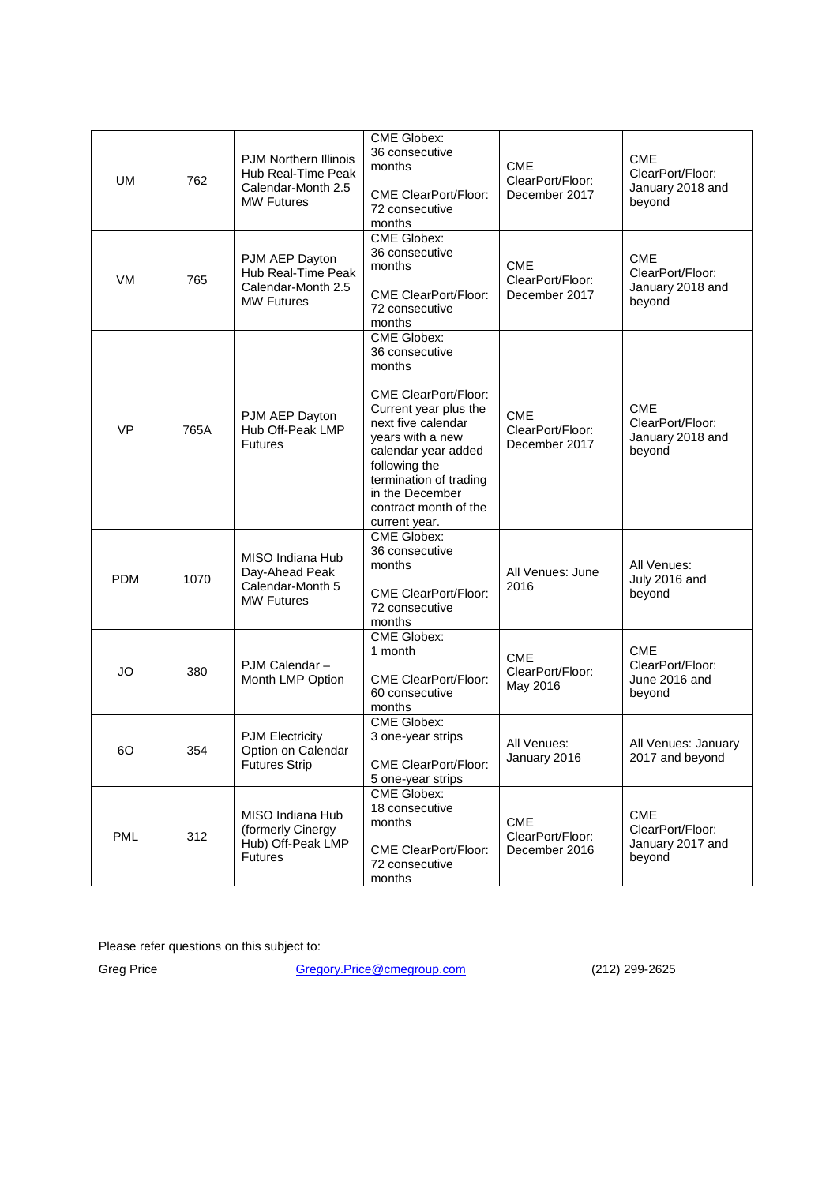| | | | | | |
|---|---|---|---|---|---|
| UM | 762 | PJM Northern Illinois Hub Real-Time Peak Calendar-Month 2.5 MW Futures | CME Globex: 36 consecutive months<br><br>CME ClearPort/Floor: 72 consecutive months | CME ClearPort/Floor: December 2017 | CME ClearPort/Floor: January 2018 and beyond |
| VM | 765 | PJM AEP Dayton Hub Real-Time Peak Calendar-Month 2.5 MW Futures | CME Globex: 36 consecutive months<br><br>CME ClearPort/Floor: 72 consecutive months | CME ClearPort/Floor: December 2017 | CME ClearPort/Floor: January 2018 and beyond |
| VP | 765A | PJM AEP Dayton Hub Off-Peak LMP Futures | CME Globex: 36 consecutive months<br><br>CME ClearPort/Floor: Current year plus the next five calendar years with a new calendar year added following the termination of trading in the December contract month of the current year. | CME ClearPort/Floor: December 2017 | CME ClearPort/Floor: January 2018 and beyond |
| PDM | 1070 | MISO Indiana Hub Day-Ahead Peak Calendar-Month 5 MW Futures | CME Globex: 36 consecutive months<br><br>CME ClearPort/Floor: 72 consecutive months | All Venues: June 2016 | All Venues: July 2016 and beyond |
| JO | 380 | PJM Calendar – Month LMP Option | CME Globex: 1 month<br><br>CME ClearPort/Floor: 60 consecutive months | CME ClearPort/Floor: May 2016 | CME ClearPort/Floor: June 2016 and beyond |
| 6O | 354 | PJM Electricity Option on Calendar Futures Strip | CME Globex: 3 one-year strips<br><br>CME ClearPort/Floor: 5 one-year strips | All Venues: January 2016 | All Venues: January 2017 and beyond |
| PML | 312 | MISO Indiana Hub (formerly Cinergy Hub) Off-Peak LMP Futures | CME Globex: 18 consecutive months<br><br>CME ClearPort/Floor: 72 consecutive months | CME ClearPort/Floor: December 2016 | CME ClearPort/Floor: January 2017 and beyond |

Please refer questions on this subject to:

Greg Price    Gregory.Price@cmegroup.com    (212) 299-2625